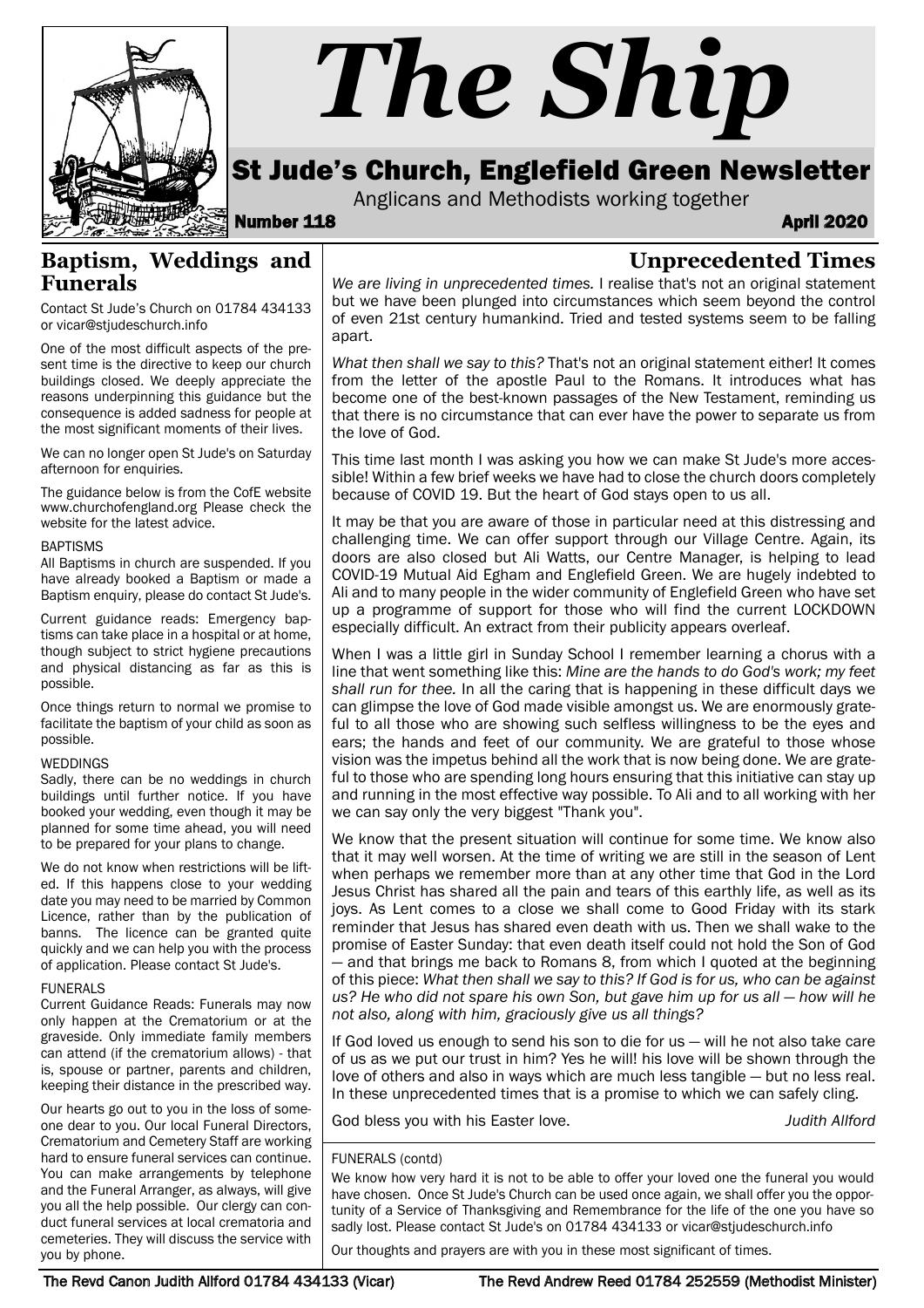# *The Ship*

## St Jude's Church, Englefield Green Newsletter

Anglicans and Methodists working together

**Number 118** **April 2020**

## Baptism, Weddings and Funerals

Contact St Jude's Church on 01784 434133 or vicar@stjudeschurch.info

One of the most difficult aspects of the present time is the directive to keep our church buildings closed. We deeply appreciate the reasons underpinning this guidance but the consequence is added sadness for people at the most significant moments of their lives.

We can no longer open St Jude's on Saturday afternoon for enquiries.

The guidance below is from the CofE website www.churchofengland.org Please check the website for the latest advice.

BAPTISMS

All Baptisms in church are suspended. If you have already booked a Baptism or made a Baptism enquiry, please do contact St Jude's.

Current guidance reads: Emergency baptisms can take place in a hospital or at home, though subject to strict hygiene precautions and physical distancing as far as this is possible.

Once things return to normal we promise to facilitate the baptism of your child as soon as possible.

WEDDINGS

Sadly, there can be no weddings in church buildings until further notice. If you have booked your wedding, even though it may be planned for some time ahead, you will need to be prepared for your plans to change.

We do not know when restrictions will be lifted. If this happens close to your wedding date you may need to be married by Common Licence, rather than by the publication of banns. The licence can be granted quite quickly and we can help you with the process of application. Please contact St Jude's.

FUNERALS

Current Guidance Reads: Funerals may now only happen at the Crematorium or at the graveside. Only immediate family members can attend (if the crematorium allows) - that is, spouse or partner, parents and children, keeping their distance in the prescribed way.

Our hearts go out to you in the loss of someone dear to you. Our local Funeral Directors, Crematorium and Cemetery Staff are working hard to ensure funeral services can continue. You can make arrangements by telephone and the Funeral Arranger, as always, will give you all the help possible. Our clergy can conduct funeral services at local crematoria and cemeteries. They will discuss the service with you by phone.

## Unprecedented Times

*We are living in unprecedented times.* I realise that's not an original statement but we have been plunged into circumstances which seem beyond the control of even 21st century humankind. Tried and tested systems seem to be falling apart.

*What then shall we say to this?* That's not an original statement either! It comes from the letter of the apostle Paul to the Romans. It introduces what has become one of the best-known passages of the New Testament, reminding us that there is no circumstance that can ever have the power to separate us from the love of God.

This time last month I was asking you how we can make St Jude's more accessible! Within a few brief weeks we have had to close the church doors completely because of COVID 19. But the heart of God stays open to us all.

It may be that you are aware of those in particular need at this distressing and challenging time. We can offer support through our Village Centre. Again, its doors are also closed but Ali Watts, our Centre Manager, is helping to lead COVID-19 Mutual Aid Egham and Englefield Green. We are hugely indebted to Ali and to many people in the wider community of Englefield Green who have set up a programme of support for those who will find the current LOCKDOWN especially difficult. An extract from their publicity appears overleaf.

When I was a little girl in Sunday School I remember learning a chorus with a line that went something like this: *Mine are the hands to do God's work; my feet shall run for thee.* In all the caring that is happening in these difficult days we can glimpse the love of God made visible amongst us. We are enormously grateful to all those who are showing such selfless willingness to be the eyes and ears; the hands and feet of our community. We are grateful to those whose vision was the impetus behind all the work that is now being done. We are grateful to those who are spending long hours ensuring that this initiative can stay up and running in the most effective way possible. To Ali and to all working with her we can say only the very biggest "Thank you".

We know that the present situation will continue for some time. We know also that it may well worsen. At the time of writing we are still in the season of Lent when perhaps we remember more than at any other time that God in the Lord Jesus Christ has shared all the pain and tears of this earthly life, as well as its joys. As Lent comes to a close we shall come to Good Friday with its stark reminder that Jesus has shared even death with us. Then we shall wake to the promise of Easter Sunday: that even death itself could not hold the Son of God — and that brings me back to Romans 8, from which I quoted at the beginning of this piece: *What then shall we say to this? If God is for us, who can be against us? He who did not spare his own Son, but gave him up for us all — how will he not also, along with him, graciously give us all things?*

If God loved us enough to send his son to die for us — will he not also take care of us as we put our trust in him? Yes he will! his love will be shown through the love of others and also in ways which are much less tangible — but no less real. In these unprecedented times that is a promise to which we can safely cling.

God bless you with his Easter love.

*Judith Allford*

FUNERALS (contd)

We know how very hard it is not to be able to offer your loved one the funeral you would have chosen. Once St Jude's Church can be used once again, we shall offer you the opportunity of a Service of Thanksgiving and Remembrance for the life of the one you have so sadly lost. Please contact St Jude's on 01784 434133 or vicar@stjudeschurch.info

Our thoughts and prayers are with you in these most significant of times.

The Revd Canon Judith Allford 01784 434133 (Vicar) — The Revd Andrew Reed 01784 252559 (Methodist Minister)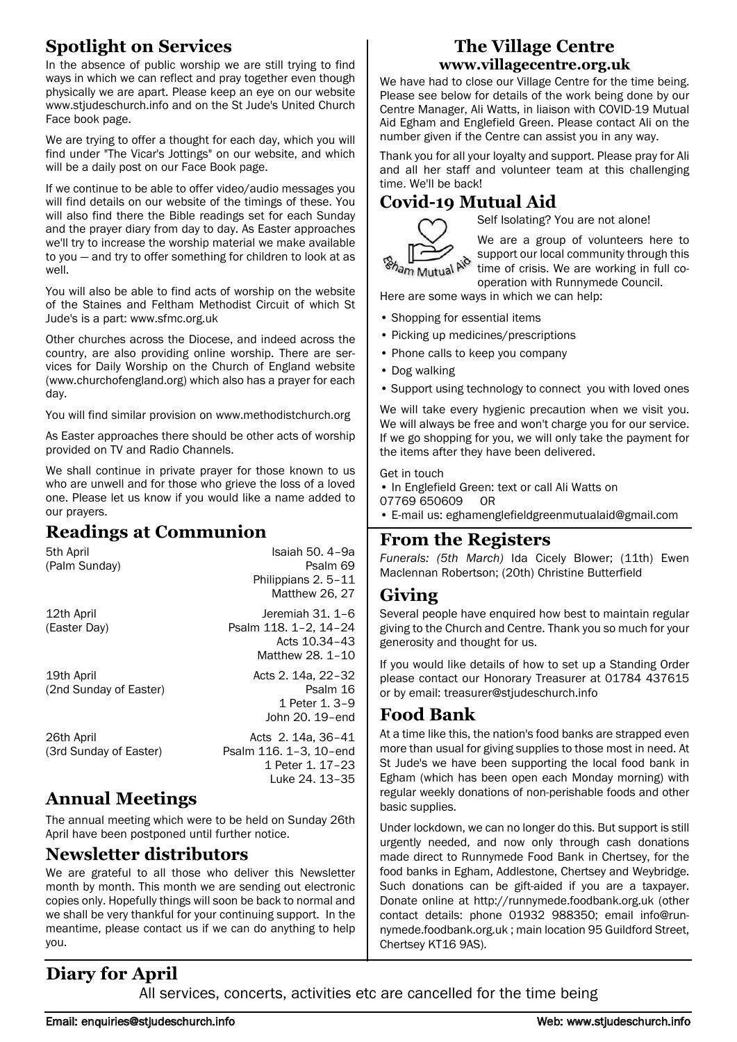## Spotlight on Services

In the absence of public worship we are still trying to find ways in which we can reflect and pray together even though physically we are apart. Please keep an eye on our website www.stjudeschurch.info and on the St Jude's United Church Face book page.

We are trying to offer a thought for each day, which you will find under "The Vicar's Jottings" on our website, and which will be a daily post on our Face Book page.

If we continue to be able to offer video/audio messages you will find details on our website of the timings of these. You will also find there the Bible readings set for each Sunday and the prayer diary from day to day. As Easter approaches we'll try to increase the worship material we make available to you — and try to offer something for children to look at as well.

You will also be able to find acts of worship on the website of the Staines and Feltham Methodist Circuit of which St Jude's is a part: www.sfmc.org.uk

Other churches across the Diocese, and indeed across the country, are also providing online worship. There are services for Daily Worship on the Church of England website (www.churchofengland.org) which also has a prayer for each day.

You will find similar provision on www.methodistchurch.org

As Easter approaches there should be other acts of worship provided on TV and Radio Channels.

We shall continue in private prayer for those known to us who are unwell and for those who grieve the loss of a loved one. Please let us know if you would like a name added to our prayers.

## Readings at Communion

| | |
|---|---|
| 5th April (Palm Sunday) | Isaiah 50. 4–9a<br>Psalm 69<br>Philippians 2. 5–11<br>Matthew 26, 27 |
| 12th April (Easter Day) | Jeremiah 31. 1–6<br>Psalm 118. 1–2, 14–24<br>Acts 10.34–43<br>Matthew 28. 1–10 |
| 19th April (2nd Sunday of Easter) | Acts 2. 14a, 22–32<br>Psalm 16<br>1 Peter 1. 3–9<br>John 20. 19–end |
| 26th April (3rd Sunday of Easter) | Acts 2. 14a, 36–41<br>Psalm 116. 1–3, 10–end<br>1 Peter 1. 17–23<br>Luke 24. 13–35 |

## Annual Meetings

The annual meeting which were to be held on Sunday 26th April have been postponed until further notice.

## Newsletter distributors

We are grateful to all those who deliver this Newsletter month by month. This month we are sending out electronic copies only. Hopefully things will soon be back to normal and we shall be very thankful for your continuing support. In the meantime, please contact us if we can do anything to help you.

## The Village Centre
### www.villagecentre.org.uk

We have had to close our Village Centre for the time being. Please see below for details of the work being done by our Centre Manager, Ali Watts, in liaison with COVID-19 Mutual Aid Egham and Englefield Green. Please contact Ali on the number given if the Centre can assist you in any way.

Thank you for all your loyalty and support. Please pray for Ali and all her staff and volunteer team at this challenging time. We'll be back!

## Covid-19 Mutual Aid

Egham Mutual Aid

Self Isolating? You are not alone!

We are a group of volunteers here to support our local community through this time of crisis. We are working in full co-operation with Runnymede Council.

Here are some ways in which we can help:

- Shopping for essential items
- Picking up medicines/prescriptions
- Phone calls to keep you company
- Dog walking
- Support using technology to connect you with loved ones

We will take every hygienic precaution when we visit you. We will always be free and won't charge you for our service. If we go shopping for you, we will only take the payment for the items after they have been delivered.

Get in touch

- In Englefield Green: text or call Ali Watts on 07769 650609 OR
- E-mail us: eghamenglefieldgreenmutualaid@gmail.com

## From the Registers

*Funerals: (5th March)* Ida Cicely Blower; (11th) Ewen Maclennan Robertson; (20th) Christine Butterfield

## Giving

Several people have enquired how best to maintain regular giving to the Church and Centre. Thank you so much for your generosity and thought for us.

If you would like details of how to set up a Standing Order please contact our Honorary Treasurer at 01784 437615 or by email: treasurer@stjudeschurch.info

## Food Bank

At a time like this, the nation's food banks are strapped even more than usual for giving supplies to those most in need. At St Jude's we have been supporting the local food bank in Egham (which has been open each Monday morning) with regular weekly donations of non-perishable foods and other basic supplies.

Under lockdown, we can no longer do this. But support is still urgently needed, and now only through cash donations made direct to Runnymede Food Bank in Chertsey, for the food banks in Egham, Addlestone, Chertsey and Weybridge. Such donations can be gift-aided if you are a taxpayer. Donate online at http://runnymede.foodbank.org.uk (other contact details: phone 01932 988350; email info@runnymede.foodbank.org.uk ; main location 95 Guildford Street, Chertsey KT16 9AS).

## Diary for April

All services, concerts, activities etc are cancelled for the time being

Email: enquiries@stjudeschurch.info Web: www.stjudeschurch.info